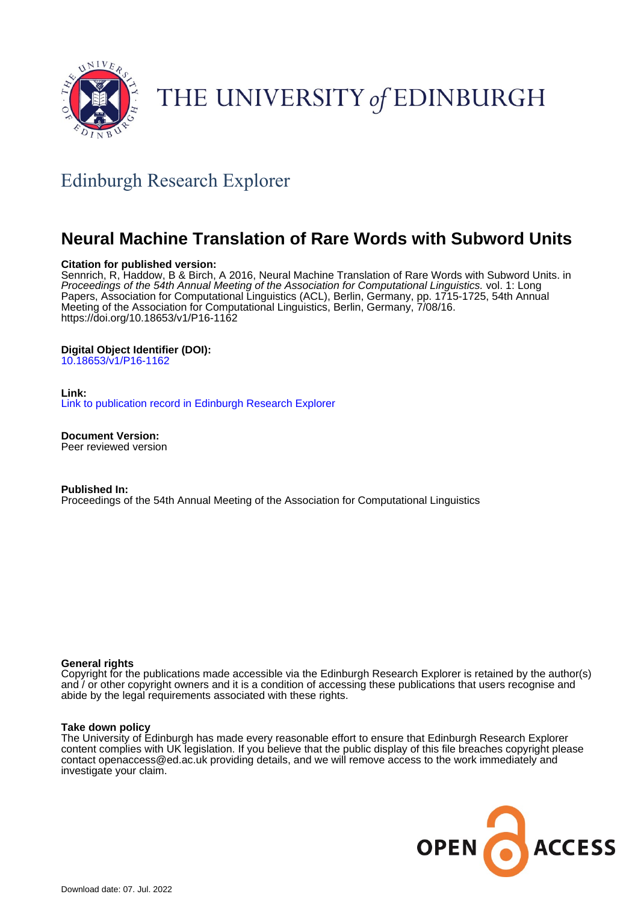THE UNIVERSITY *of* EDINBURGH

## Edinburgh Research Explorer

# Neural Machine Translation of Rare Words with Subword Units

**Citation for published version:**
Sennrich, R, Haddow, B & Birch, A 2016, Neural Machine Translation of Rare Words with Subword Units. in *Proceedings of the 54th Annual Meeting of the Association for Computational Linguistics.* vol. 1: Long Papers, Association for Computational Linguistics (ACL), Berlin, Germany, pp. 1715-1725, 54th Annual Meeting of the Association for Computational Linguistics, Berlin, Germany, 7/08/16. https://doi.org/10.18653/v1/P16-1162

**Digital Object Identifier (DOI):**
10.18653/v1/P16-1162

**Link:**
Link to publication record in Edinburgh Research Explorer

**Document Version:**
Peer reviewed version

**Published In:**
Proceedings of the 54th Annual Meeting of the Association for Computational Linguistics

**General rights**
Copyright for the publications made accessible via the Edinburgh Research Explorer is retained by the author(s) and / or other copyright owners and it is a condition of accessing these publications that users recognise and abide by the legal requirements associated with these rights.

**Take down policy**
The University of Edinburgh has made every reasonable effort to ensure that Edinburgh Research Explorer content complies with UK legislation. If you believe that the public display of this file breaches copyright please contact openaccess@ed.ac.uk providing details, and we will remove access to the work immediately and investigate your claim.

OPEN ACCESS

Download date: 07. Jul. 2022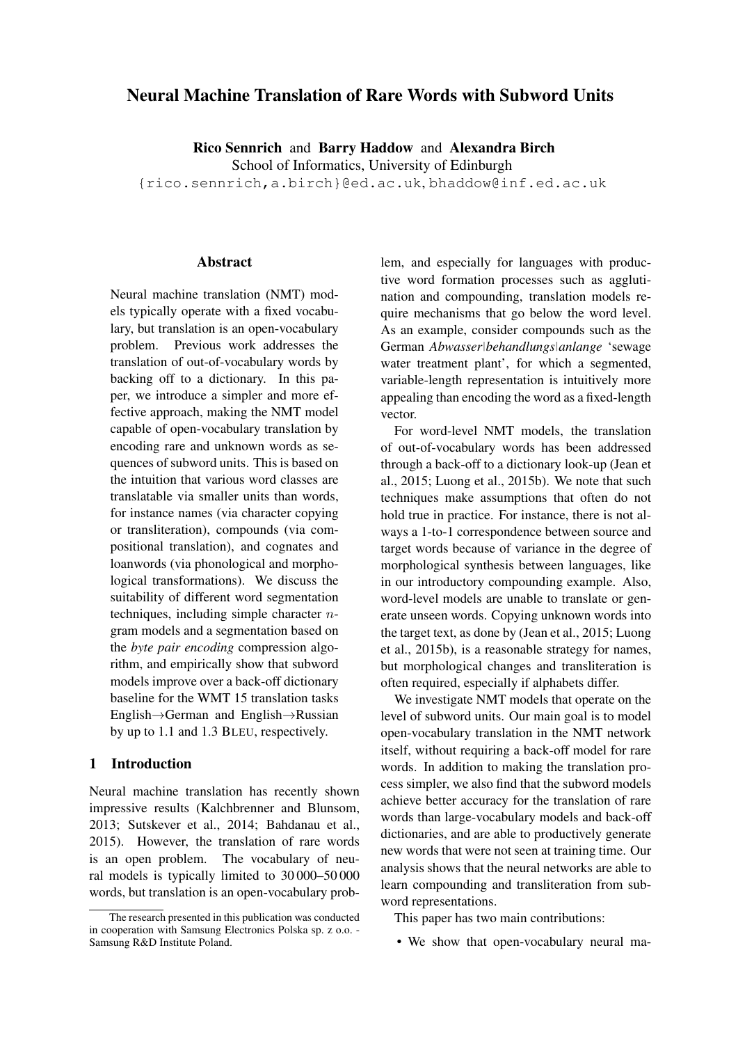# Neural Machine Translation of Rare Words with Subword Units

**Rico Sennrich** and **Barry Haddow** and **Alexandra Birch**
School of Informatics, University of Edinburgh
{rico.sennrich,a.birch}@ed.ac.uk, bhaddow@inf.ed.ac.uk

## Abstract

Neural machine translation (NMT) models typically operate with a fixed vocabulary, but translation is an open-vocabulary problem. Previous work addresses the translation of out-of-vocabulary words by backing off to a dictionary. In this paper, we introduce a simpler and more effective approach, making the NMT model capable of open-vocabulary translation by encoding rare and unknown words as sequences of subword units. This is based on the intuition that various word classes are translatable via smaller units than words, for instance names (via character copying or transliteration), compounds (via compositional translation), and cognates and loanwords (via phonological and morphological transformations). We discuss the suitability of different word segmentation techniques, including simple character $n$-gram models and a segmentation based on the *byte pair encoding* compression algorithm, and empirically show that subword models improve over a back-off dictionary baseline for the WMT 15 translation tasks English→German and English→Russian by up to 1.1 and 1.3 BLEU, respectively.

## 1 Introduction

Neural machine translation has recently shown impressive results (Kalchbrenner and Blunsom, 2013; Sutskever et al., 2014; Bahdanau et al., 2015). However, the translation of rare words is an open problem. The vocabulary of neural models is typically limited to 30 000–50 000 words, but translation is an open-vocabulary problem, and especially for languages with productive word formation processes such as agglutination and compounding, translation models require mechanisms that go below the word level. As an example, consider compounds such as the German *Abwasser|behandlungs|anlange* 'sewage water treatment plant', for which a segmented, variable-length representation is intuitively more appealing than encoding the word as a fixed-length vector.

For word-level NMT models, the translation of out-of-vocabulary words has been addressed through a back-off to a dictionary look-up (Jean et al., 2015; Luong et al., 2015b). We note that such techniques make assumptions that often do not hold true in practice. For instance, there is not always a 1-to-1 correspondence between source and target words because of variance in the degree of morphological synthesis between languages, like in our introductory compounding example. Also, word-level models are unable to translate or generate unseen words. Copying unknown words into the target text, as done by (Jean et al., 2015; Luong et al., 2015b), is a reasonable strategy for names, but morphological changes and transliteration is often required, especially if alphabets differ.

We investigate NMT models that operate on the level of subword units. Our main goal is to model open-vocabulary translation in the NMT network itself, without requiring a back-off model for rare words. In addition to making the translation process simpler, we also find that the subword models achieve better accuracy for the translation of rare words than large-vocabulary models and back-off dictionaries, and are able to productively generate new words that were not seen at training time. Our analysis shows that the neural networks are able to learn compounding and transliteration from subword representations.

This paper has two main contributions:

- We show that open-vocabulary neural ma-

The research presented in this publication was conducted in cooperation with Samsung Electronics Polska sp. z o.o. - Samsung R&D Institute Poland.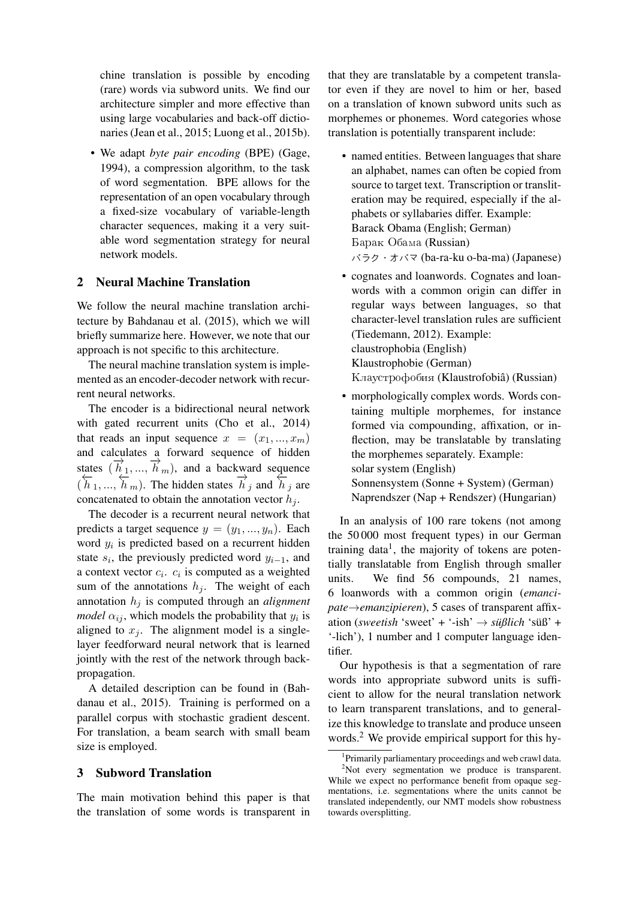chine translation is possible by encoding (rare) words via subword units. We find our architecture simpler and more effective than using large vocabularies and back-off dictionaries (Jean et al., 2015; Luong et al., 2015b).

- We adapt *byte pair encoding* (BPE) (Gage, 1994), a compression algorithm, to the task of word segmentation. BPE allows for the representation of an open vocabulary through a fixed-size vocabulary of variable-length character sequences, making it a very suitable word segmentation strategy for neural network models.

## 2 Neural Machine Translation

We follow the neural machine translation architecture by Bahdanau et al. (2015), which we will briefly summarize here. However, we note that our approach is not specific to this architecture.

The neural machine translation system is implemented as an encoder-decoder network with recurrent neural networks.

The encoder is a bidirectional neural network with gated recurrent units (Cho et al., 2014) that reads an input sequence $x = (x_1, ..., x_m)$ and calculates a forward sequence of hidden states $(\overrightarrow{h}_1, ..., \overrightarrow{h}_m)$, and a backward sequence $(\overleftarrow{h}_1, ..., \overleftarrow{h}_m)$. The hidden states $\overrightarrow{h}_j$ and $\overleftarrow{h}_j$ are concatenated to obtain the annotation vector $h_j$.

The decoder is a recurrent neural network that predicts a target sequence $y = (y_1, ..., y_n)$. Each word $y_i$ is predicted based on a recurrent hidden state $s_i$, the previously predicted word $y_{i-1}$, and a context vector $c_i$. $c_i$ is computed as a weighted sum of the annotations $h_j$. The weight of each annotation $h_j$ is computed through an *alignment model* $\alpha_{ij}$, which models the probability that $y_i$ is aligned to $x_j$. The alignment model is a single-layer feedforward neural network that is learned jointly with the rest of the network through backpropagation.

A detailed description can be found in (Bahdanau et al., 2015). Training is performed on a parallel corpus with stochastic gradient descent. For translation, a beam search with small beam size is employed.

## 3 Subword Translation

The main motivation behind this paper is that the translation of some words is transparent in that they are translatable by a competent translator even if they are novel to him or her, based on a translation of known subword units such as morphemes or phonemes. Word categories whose translation is potentially transparent include:

- named entities. Between languages that share an alphabet, names can often be copied from source to target text. Transcription or transliteration may be required, especially if the alphabets or syllabaries differ. Example:
  Barack Obama (English; German)
  Барак Обама (Russian)
  バラク・オバマ (ba-ra-ku o-ba-ma) (Japanese)
- cognates and loanwords. Cognates and loanwords with a common origin can differ in regular ways between languages, so that character-level translation rules are sufficient (Tiedemann, 2012). Example:
  claustrophobia (English)
  Klaustrophobie (German)
  Клаустрофобия (Klaustrofobiâ) (Russian)
- morphologically complex words. Words containing multiple morphemes, for instance formed via compounding, affixation, or inflection, may be translatable by translating the morphemes separately. Example:
  solar system (English)
  Sonnensystem (Sonne + System) (German)
  Naprendszer (Nap + Rendszer) (Hungarian)

In an analysis of 100 rare tokens (not among the 50 000 most frequent types) in our German training data[1], the majority of tokens are potentially translatable from English through smaller units. We find 56 compounds, 21 names, 6 loanwords with a common origin (*emancipate*→*emanzipieren*), 5 cases of transparent affixation (*sweetish* 'sweet' + '-ish' → *süßlich* 'süß' + '-lich'), 1 number and 1 computer language identifier.

Our hypothesis is that a segmentation of rare words into appropriate subword units is sufficient to allow for the neural translation network to learn transparent translations, and to generalize this knowledge to translate and produce unseen words.[2] We provide empirical support for this hy-

[1] Primarily parliamentary proceedings and web crawl data.

[2] Not every segmentation we produce is transparent. While we expect no performance benefit from opaque segmentations, i.e. segmentations where the units cannot be translated independently, our NMT models show robustness towards oversplitting.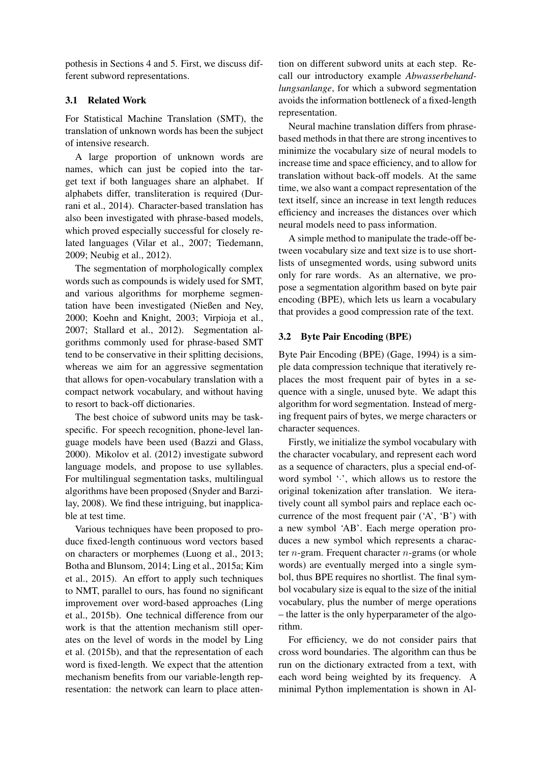pothesis in Sections 4 and 5. First, we discuss different subword representations.

### 3.1 Related Work

For Statistical Machine Translation (SMT), the translation of unknown words has been the subject of intensive research.

A large proportion of unknown words are names, which can just be copied into the target text if both languages share an alphabet. If alphabets differ, transliteration is required (Durrani et al., 2014). Character-based translation has also been investigated with phrase-based models, which proved especially successful for closely related languages (Vilar et al., 2007; Tiedemann, 2009; Neubig et al., 2012).

The segmentation of morphologically complex words such as compounds is widely used for SMT, and various algorithms for morpheme segmentation have been investigated (Nießen and Ney, 2000; Koehn and Knight, 2003; Virpioja et al., 2007; Stallard et al., 2012). Segmentation algorithms commonly used for phrase-based SMT tend to be conservative in their splitting decisions, whereas we aim for an aggressive segmentation that allows for open-vocabulary translation with a compact network vocabulary, and without having to resort to back-off dictionaries.

The best choice of subword units may be task-specific. For speech recognition, phone-level language models have been used (Bazzi and Glass, 2000). Mikolov et al. (2012) investigate subword language models, and propose to use syllables. For multilingual segmentation tasks, multilingual algorithms have been proposed (Snyder and Barzilay, 2008). We find these intriguing, but inapplicable at test time.

Various techniques have been proposed to produce fixed-length continuous word vectors based on characters or morphemes (Luong et al., 2013; Botha and Blunsom, 2014; Ling et al., 2015a; Kim et al., 2015). An effort to apply such techniques to NMT, parallel to ours, has found no significant improvement over word-based approaches (Ling et al., 2015b). One technical difference from our work is that the attention mechanism still operates on the level of words in the model by Ling et al. (2015b), and that the representation of each word is fixed-length. We expect that the attention mechanism benefits from our variable-length representation: the network can learn to place attention on different subword units at each step. Recall our introductory example *Abwasserbehandlungsanlange*, for which a subword segmentation avoids the information bottleneck of a fixed-length representation.

Neural machine translation differs from phrase-based methods in that there are strong incentives to minimize the vocabulary size of neural models to increase time and space efficiency, and to allow for translation without back-off models. At the same time, we also want a compact representation of the text itself, since an increase in text length reduces efficiency and increases the distances over which neural models need to pass information.

A simple method to manipulate the trade-off between vocabulary size and text size is to use shortlists of unsegmented words, using subword units only for rare words. As an alternative, we propose a segmentation algorithm based on byte pair encoding (BPE), which lets us learn a vocabulary that provides a good compression rate of the text.

### 3.2 Byte Pair Encoding (BPE)

Byte Pair Encoding (BPE) (Gage, 1994) is a simple data compression technique that iteratively replaces the most frequent pair of bytes in a sequence with a single, unused byte. We adapt this algorithm for word segmentation. Instead of merging frequent pairs of bytes, we merge characters or character sequences.

Firstly, we initialize the symbol vocabulary with the character vocabulary, and represent each word as a sequence of characters, plus a special end-of-word symbol '·', which allows us to restore the original tokenization after translation. We iteratively count all symbol pairs and replace each occurrence of the most frequent pair ('A', 'B') with a new symbol 'AB'. Each merge operation produces a new symbol which represents a character $n$-gram. Frequent character $n$-grams (or whole words) are eventually merged into a single symbol, thus BPE requires no shortlist. The final symbol vocabulary size is equal to the size of the initial vocabulary, plus the number of merge operations – the latter is the only hyperparameter of the algorithm.

For efficiency, we do not consider pairs that cross word boundaries. The algorithm can thus be run on the dictionary extracted from a text, with each word being weighted by its frequency. A minimal Python implementation is shown in Al-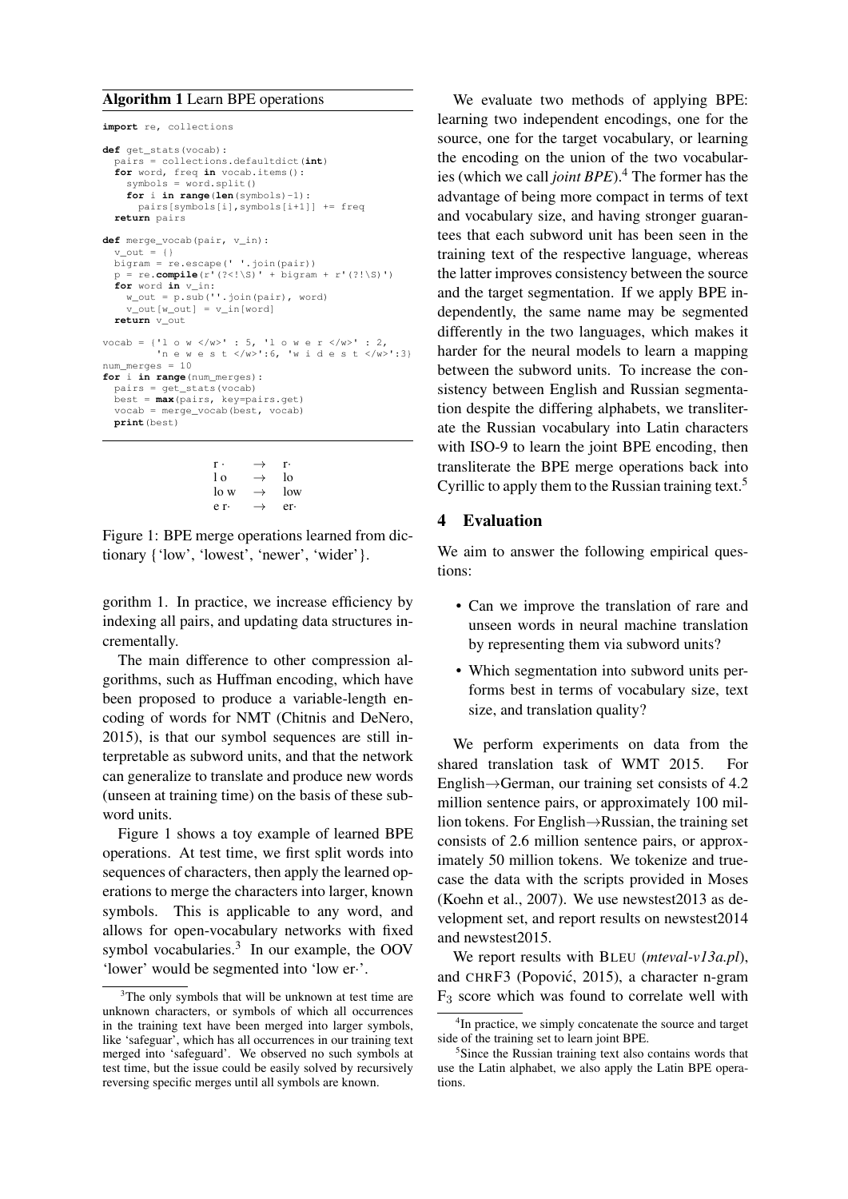**Algorithm 1** Learn BPE operations

```
import re, collections

def get_stats(vocab):
  pairs = collections.defaultdict(int)
  for word, freq in vocab.items():
    symbols = word.split()
    for i in range(len(symbols)-1):
      pairs[symbols[i],symbols[i+1]] += freq
  return pairs

def merge_vocab(pair, v_in):
  v_out = {}
  bigram = re.escape(' '.join(pair))
  p = re.compile(r'(?<!\S)' + bigram + r'(?!\S)')
  for word in v_in:
    w_out = p.sub(''.join(pair), word)
    v_out[w_out] = v_in[word]
  return v_out

vocab = {'l o w </w>' : 5, 'l o w e r </w>' : 2,
         'n e w e s t </w>':6, 'w i d e s t </w>':3}
num_merges = 10
for i in range(num_merges):
  pairs = get_stats(vocab)
  best = max(pairs, key=pairs.get)
  vocab = merge_vocab(best, vocab)
  print(best)
```

| | | |
|---|---|---|
| r · | → | r· |
| l o | → | lo |
| lo w | → | low |
| e r· | → | er· |

Figure 1: BPE merge operations learned from dictionary {'low', 'lowest', 'newer', 'wider'}.

gorithm 1. In practice, we increase efficiency by indexing all pairs, and updating data structures incrementally.

The main difference to other compression algorithms, such as Huffman encoding, which have been proposed to produce a variable-length encoding of words for NMT (Chitnis and DeNero, 2015), is that our symbol sequences are still interpretable as subword units, and that the network can generalize to translate and produce new words (unseen at training time) on the basis of these subword units.

Figure 1 shows a toy example of learned BPE operations. At test time, we first split words into sequences of characters, then apply the learned operations to merge the characters into larger, known symbols. This is applicable to any word, and allows for open-vocabulary networks with fixed symbol vocabularies.[3] In our example, the OOV 'lower' would be segmented into 'low er·'.

[3]The only symbols that will be unknown at test time are unknown characters, or symbols of which all occurrences in the training text have been merged into larger symbols, like 'safeguar', which has all occurrences in our training text merged into 'safeguard'. We observed no such symbols at test time, but the issue could be easily solved by recursively reversing specific merges until all symbols are known.

We evaluate two methods of applying BPE: learning two independent encodings, one for the source, one for the target vocabulary, or learning the encoding on the union of the two vocabularies (which we call *joint BPE*).[4] The former has the advantage of being more compact in terms of text and vocabulary size, and having stronger guarantees that each subword unit has been seen in the training text of the respective language, whereas the latter improves consistency between the source and the target segmentation. If we apply BPE independently, the same name may be segmented differently in the two languages, which makes it harder for the neural models to learn a mapping between the subword units. To increase the consistency between English and Russian segmentation despite the differing alphabets, we transliterate the Russian vocabulary into Latin characters with ISO-9 to learn the joint BPE encoding, then transliterate the BPE merge operations back into Cyrillic to apply them to the Russian training text.[5]

## 4 Evaluation

We aim to answer the following empirical questions:

- Can we improve the translation of rare and unseen words in neural machine translation by representing them via subword units?
- Which segmentation into subword units performs best in terms of vocabulary size, text size, and translation quality?

We perform experiments on data from the shared translation task of WMT 2015. For English→German, our training set consists of 4.2 million sentence pairs, or approximately 100 million tokens. For English→Russian, the training set consists of 2.6 million sentence pairs, or approximately 50 million tokens. We tokenize and truecase the data with the scripts provided in Moses (Koehn et al., 2007). We use newstest2013 as development set, and report results on newstest2014 and newstest2015.

We report results with BLEU (*mteval-v13a.pl*), and CHRF3 (Popović, 2015), a character n-gram $F_3$ score which was found to correlate well with

[4]In practice, we simply concatenate the source and target side of the training set to learn joint BPE.

[5]Since the Russian training text also contains words that use the Latin alphabet, we also apply the Latin BPE operations.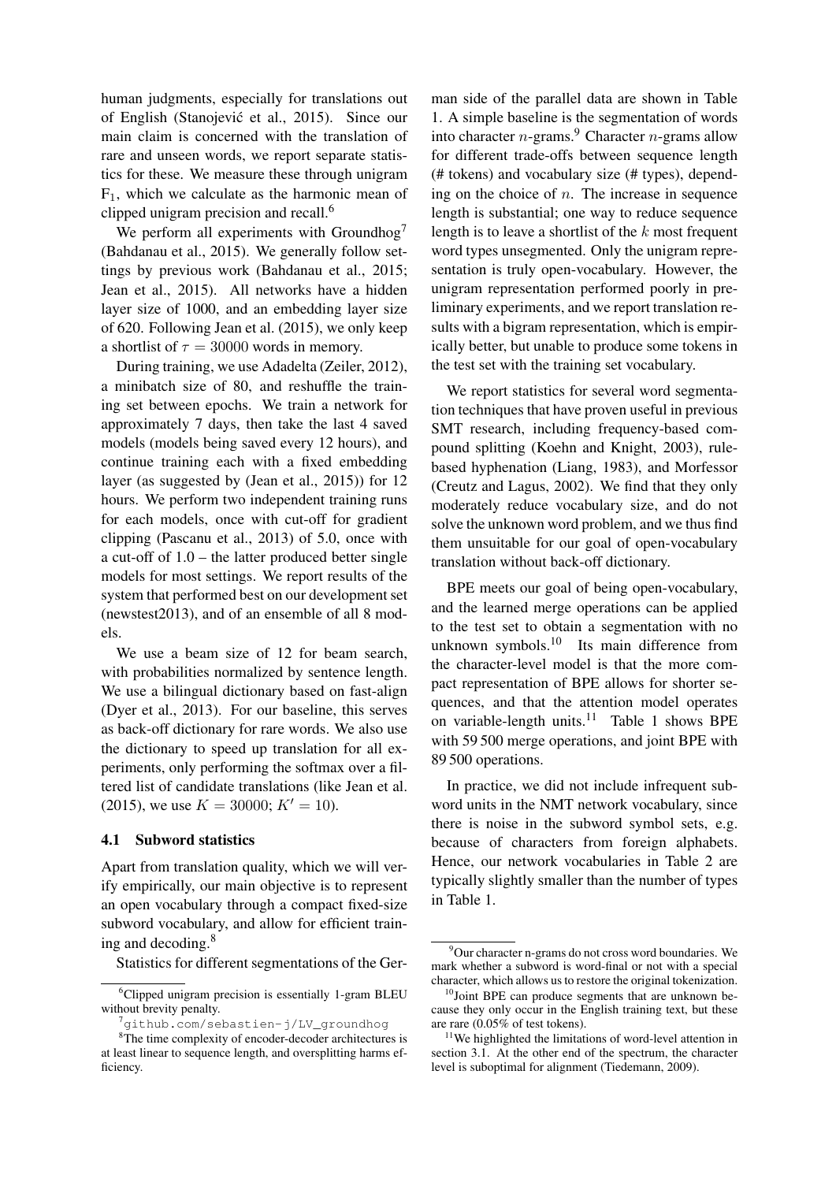human judgments, especially for translations out of English (Stanojević et al., 2015). Since our main claim is concerned with the translation of rare and unseen words, we report separate statistics for these. We measure these through unigram $F_1$, which we calculate as the harmonic mean of clipped unigram precision and recall.[6]

We perform all experiments with Groundhog[7] (Bahdanau et al., 2015). We generally follow settings by previous work (Bahdanau et al., 2015; Jean et al., 2015). All networks have a hidden layer size of 1000, and an embedding layer size of 620. Following Jean et al. (2015), we only keep a shortlist of $\tau = 30000$ words in memory.

During training, we use Adadelta (Zeiler, 2012), a minibatch size of 80, and reshuffle the training set between epochs. We train a network for approximately 7 days, then take the last 4 saved models (models being saved every 12 hours), and continue training each with a fixed embedding layer (as suggested by (Jean et al., 2015)) for 12 hours. We perform two independent training runs for each models, once with cut-off for gradient clipping (Pascanu et al., 2013) of 5.0, once with a cut-off of 1.0 – the latter produced better single models for most settings. We report results of the system that performed best on our development set (newstest2013), and of an ensemble of all 8 models.

We use a beam size of 12 for beam search, with probabilities normalized by sentence length. We use a bilingual dictionary based on fast-align (Dyer et al., 2013). For our baseline, this serves as back-off dictionary for rare words. We also use the dictionary to speed up translation for all experiments, only performing the softmax over a filtered list of candidate translations (like Jean et al. (2015), we use $K = 30000$; $K' = 10$).

### 4.1 Subword statistics

Apart from translation quality, which we will verify empirically, our main objective is to represent an open vocabulary through a compact fixed-size subword vocabulary, and allow for efficient training and decoding.[8]

Statistics for different segmentations of the German side of the parallel data are shown in Table 1. A simple baseline is the segmentation of words into character $n$-grams.[9] Character $n$-grams allow for different trade-offs between sequence length (# tokens) and vocabulary size (# types), depending on the choice of $n$. The increase in sequence length is substantial; one way to reduce sequence length is to leave a shortlist of the $k$ most frequent word types unsegmented. Only the unigram representation is truly open-vocabulary. However, the unigram representation performed poorly in preliminary experiments, and we report translation results with a bigram representation, which is empirically better, but unable to produce some tokens in the test set with the training set vocabulary.

We report statistics for several word segmentation techniques that have proven useful in previous SMT research, including frequency-based compound splitting (Koehn and Knight, 2003), rule-based hyphenation (Liang, 1983), and Morfessor (Creutz and Lagus, 2002). We find that they only moderately reduce vocabulary size, and do not solve the unknown word problem, and we thus find them unsuitable for our goal of open-vocabulary translation without back-off dictionary.

BPE meets our goal of being open-vocabulary, and the learned merge operations can be applied to the test set to obtain a segmentation with no unknown symbols.[10] Its main difference from the character-level model is that the more compact representation of BPE allows for shorter sequences, and that the attention model operates on variable-length units.[11] Table 1 shows BPE with 59 500 merge operations, and joint BPE with 89 500 operations.

In practice, we did not include infrequent subword units in the NMT network vocabulary, since there is noise in the subword symbol sets, e.g. because of characters from foreign alphabets. Hence, our network vocabularies in Table 2 are typically slightly smaller than the number of types in Table 1.

---

[6] Clipped unigram precision is essentially 1-gram BLEU without brevity penalty.

[7] github.com/sebastien-j/LV_groundhog

[8] The time complexity of encoder-decoder architectures is at least linear to sequence length, and oversplitting harms efficiency.

[9] Our character n-grams do not cross word boundaries. We mark whether a subword is word-final or not with a special character, which allows us to restore the original tokenization.

[10] Joint BPE can produce segments that are unknown because they only occur in the English training text, but these are rare (0.05% of test tokens).

[11] We highlighted the limitations of word-level attention in section 3.1. At the other end of the spectrum, the character level is suboptimal for alignment (Tiedemann, 2009).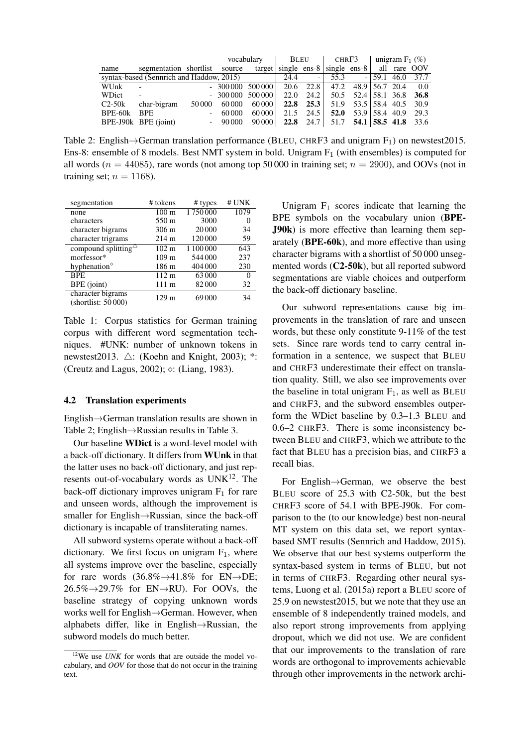| | | | vocabulary | | BLEU | | CHRF3 | | unigram $F_1$ (%) | | |
|---|---|---|---|---|---|---|---|---|---|---|---|
| name | segmentation | shortlist | source | target | single | ens-8 | single | ens-8 | all | rare | OOV |
| syntax-based (Sennrich and Haddow, 2015) | | | | | 24.4 | - | 55.3 | - | 59.1 | 46.0 | 37.7 |
| WUnk | - | - | 300 000 | 500 000 | 20.6 | 22.8 | 47.2 | 48.9 | 56.7 | 20.4 | 0.0 |
| WDict | - | - | 300 000 | 500 000 | 22.0 | 24.2 | 50.5 | 52.4 | 58.1 | 36.8 | **36.8** |
| C2-50k | char-bigram | 50 000 | 60 000 | 60 000 | **22.8** | **25.3** | 51.9 | 53.5 | 58.4 | 40.5 | 30.9 |
| BPE-60k | BPE | - | 60 000 | 60 000 | 21.5 | 24.5 | **52.0** | 53.9 | 58.4 | 40.9 | 29.3 |
| BPE-J90k | BPE (joint) | - | 90 000 | 90 000 | **22.8** | 24.7 | 51.7 | **54.1** | **58.5** | **41.8** | 33.6 |

Table 2: English→German translation performance (BLEU, CHRF3 and unigram $F_1$) on newstest2015. Ens-8: ensemble of 8 models. Best NMT system in bold. Unigram $F_1$ (with ensembles) is computed for all words ($n = 44085$), rare words (not among top 50 000 in training set; $n = 2900$), and OOVs (not in training set; $n = 1168$).

| segmentation | # tokens | # types | # UNK |
|---|---|---|---|
| none | 100 m | 1 750 000 | 1079 |
| characters | 550 m | 3000 | 0 |
| character bigrams | 306 m | 20 000 | 34 |
| character trigrams | 214 m | 120 000 | 59 |
| compound splitting△ | 102 m | 1 100 000 | 643 |
| morfessor* | 109 m | 544 000 | 237 |
| hyphenation◇ | 186 m | 404 000 | 230 |
| BPE | 112 m | 63 000 | 0 |
| BPE (joint) | 111 m | 82 000 | 32 |
| character bigrams (shortlist: 50 000) | 129 m | 69 000 | 34 |

Table 1: Corpus statistics for German training corpus with different word segmentation techniques. #UNK: number of unknown tokens in newstest2013. △: (Koehn and Knight, 2003); *: (Creutz and Lagus, 2002); ◇: (Liang, 1983).

### 4.2 Translation experiments

English→German translation results are shown in Table 2; English→Russian results in Table 3.

Our baseline **WDict** is a word-level model with a back-off dictionary. It differs from **WUnk** in that the latter uses no back-off dictionary, and just represents out-of-vocabulary words as UNK[12]. The back-off dictionary improves unigram $F_1$ for rare and unseen words, although the improvement is smaller for English→Russian, since the back-off dictionary is incapable of transliterating names.

All subword systems operate without a back-off dictionary. We first focus on unigram $F_1$, where all systems improve over the baseline, especially for rare words (36.8%→41.8% for EN→DE; 26.5%→29.7% for EN→RU). For OOVs, the baseline strategy of copying unknown words works well for English→German. However, when alphabets differ, like in English→Russian, the subword models do much better.

[12]We use *UNK* for words that are outside the model vocabulary, and *OOV* for those that do not occur in the training text.

Unigram $F_1$ scores indicate that learning the BPE symbols on the vocabulary union (**BPE-J90k**) is more effective than learning them separately (**BPE-60k**), and more effective than using character bigrams with a shortlist of 50 000 unsegmented words (**C2-50k**), but all reported subword segmentations are viable choices and outperform the back-off dictionary baseline.

Our subword representations cause big improvements in the translation of rare and unseen words, but these only constitute 9-11% of the test sets. Since rare words tend to carry central information in a sentence, we suspect that BLEU and CHRF3 underestimate their effect on translation quality. Still, we also see improvements over the baseline in total unigram $F_1$, as well as BLEU and CHRF3, and the subword ensembles outperform the WDict baseline by 0.3–1.3 BLEU and 0.6–2 CHRF3. There is some inconsistency between BLEU and CHRF3, which we attribute to the fact that BLEU has a precision bias, and CHRF3 a recall bias.

For English→German, we observe the best BLEU score of 25.3 with C2-50k, but the best CHRF3 score of 54.1 with BPE-J90k. For comparison to the (to our knowledge) best non-neural MT system on this data set, we report syntax-based SMT results (Sennrich and Haddow, 2015). We observe that our best systems outperform the syntax-based system in terms of BLEU, but not in terms of CHRF3. Regarding other neural systems, Luong et al. (2015a) report a BLEU score of 25.9 on newstest2015, but we note that they use an ensemble of 8 independently trained models, and also report strong improvements from applying dropout, which we did not use. We are confident that our improvements to the translation of rare words are orthogonal to improvements achievable through other improvements in the network archi-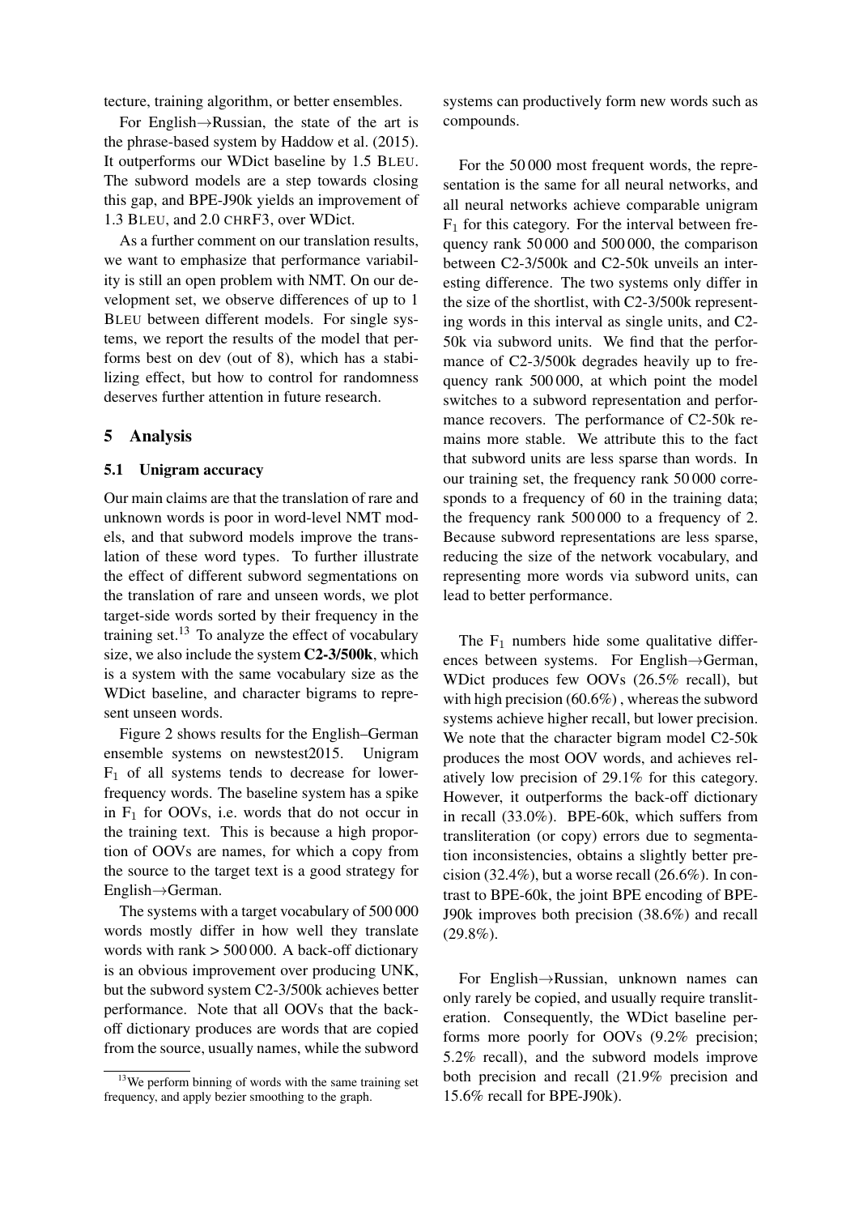tecture, training algorithm, or better ensembles.

For English→Russian, the state of the art is the phrase-based system by Haddow et al. (2015). It outperforms our WDict baseline by 1.5 BLEU. The subword models are a step towards closing this gap, and BPE-J90k yields an improvement of 1.3 BLEU, and 2.0 CHRF3, over WDict.

As a further comment on our translation results, we want to emphasize that performance variability is still an open problem with NMT. On our development set, we observe differences of up to 1 BLEU between different models. For single systems, we report the results of the model that performs best on dev (out of 8), which has a stabilizing effect, but how to control for randomness deserves further attention in future research.

## 5 Analysis

### 5.1 Unigram accuracy

Our main claims are that the translation of rare and unknown words is poor in word-level NMT models, and that subword models improve the translation of these word types. To further illustrate the effect of different subword segmentations on the translation of rare and unseen words, we plot target-side words sorted by their frequency in the training set.[13] To analyze the effect of vocabulary size, we also include the system **C2-3/500k**, which is a system with the same vocabulary size as the WDict baseline, and character bigrams to represent unseen words.

Figure 2 shows results for the English–German ensemble systems on newstest2015. Unigram $F_1$ of all systems tends to decrease for lower-frequency words. The baseline system has a spike in $F_1$ for OOVs, i.e. words that do not occur in the training text. This is because a high proportion of OOVs are names, for which a copy from the source to the target text is a good strategy for English→German.

The systems with a target vocabulary of 500 000 words mostly differ in how well they translate words with rank > 500 000. A back-off dictionary is an obvious improvement over producing UNK, but the subword system C2-3/500k achieves better performance. Note that all OOVs that the back-off dictionary produces are words that are copied from the source, usually names, while the subword systems can productively form new words such as compounds.

For the 50 000 most frequent words, the representation is the same for all neural networks, and all neural networks achieve comparable unigram $F_1$ for this category. For the interval between frequency rank 50 000 and 500 000, the comparison between C2-3/500k and C2-50k unveils an interesting difference. The two systems only differ in the size of the shortlist, with C2-3/500k representing words in this interval as single units, and C2-50k via subword units. We find that the performance of C2-3/500k degrades heavily up to frequency rank 500 000, at which point the model switches to a subword representation and performance recovers. The performance of C2-50k remains more stable. We attribute this to the fact that subword units are less sparse than words. In our training set, the frequency rank 50 000 corresponds to a frequency of 60 in the training data; the frequency rank 500 000 to a frequency of 2. Because subword representations are less sparse, reducing the size of the network vocabulary, and representing more words via subword units, can lead to better performance.

The $F_1$ numbers hide some qualitative differences between systems. For English→German, WDict produces few OOVs (26.5% recall), but with high precision (60.6%) , whereas the subword systems achieve higher recall, but lower precision. We note that the character bigram model C2-50k produces the most OOV words, and achieves relatively low precision of 29.1% for this category. However, it outperforms the back-off dictionary in recall (33.0%). BPE-60k, which suffers from transliteration (or copy) errors due to segmentation inconsistencies, obtains a slightly better precision (32.4%), but a worse recall (26.6%). In contrast to BPE-60k, the joint BPE encoding of BPE-J90k improves both precision (38.6%) and recall (29.8%).

For English→Russian, unknown names can only rarely be copied, and usually require transliteration. Consequently, the WDict baseline performs more poorly for OOVs (9.2% precision; 5.2% recall), and the subword models improve both precision and recall (21.9% precision and 15.6% recall for BPE-J90k).

[13] We perform binning of words with the same training set frequency, and apply bezier smoothing to the graph.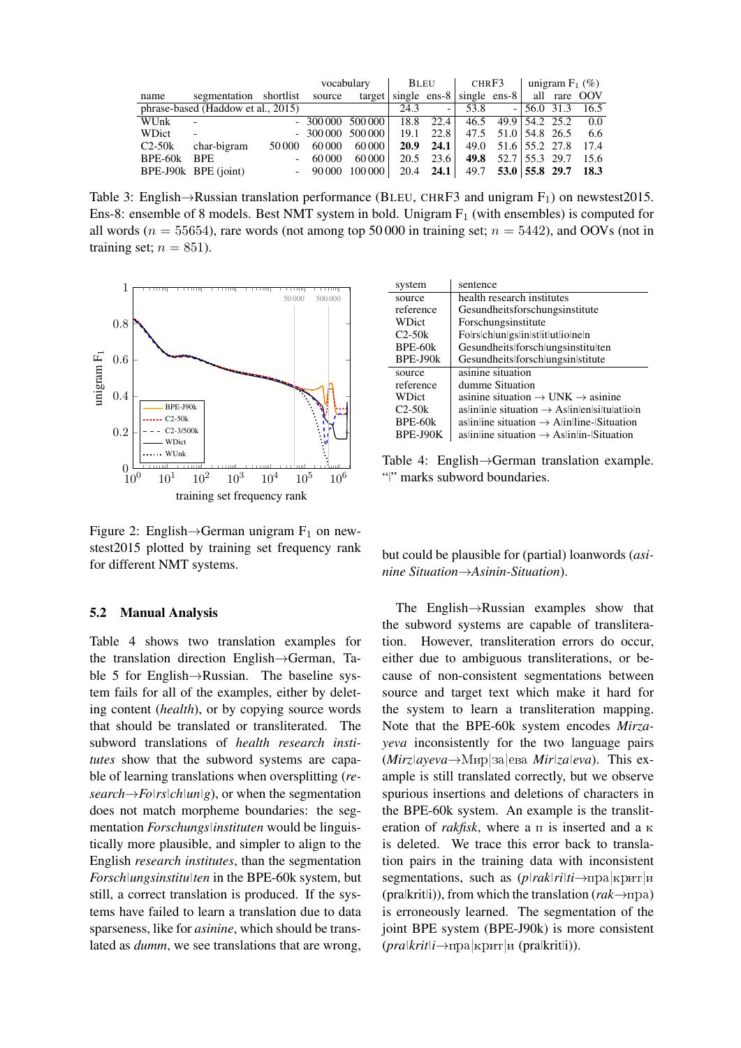| name | segmentation | shortlist | vocabulary source | target | BLEU single | ens-8 | CHRF3 single | ens-8 | unigram $F_1$ (%) all | rare | OOV |
|---|---|---|---|---|---|---|---|---|---|---|---|
| phrase-based (Haddow et al., 2015) | | | | | 24.3 | - | 53.8 | - | 56.0 | 31.3 | 16.5 |
| WUnk | - | - | 300 000 | 500 000 | 18.8 | 22.4 | 46.5 | 49.9 | 54.2 | 25.2 | 0.0 |
| WDict | - | - | 300 000 | 500 000 | 19.1 | 22.8 | 47.5 | 51.0 | 54.8 | 26.5 | 6.6 |
| C2-50k | char-bigram | 50 000 | 60 000 | 60 000 | **20.9** | **24.1** | 49.0 | 51.6 | 55.2 | 27.8 | 17.4 |
| BPE-60k | BPE | - | 60 000 | 60 000 | 20.5 | 23.6 | **49.8** | 52.7 | 55.3 | 29.7 | 15.6 |
| BPE-J90k | BPE (joint) | - | 90 000 | 100 000 | 20.4 | **24.1** | 49.7 | **53.0** | **55.8** | **29.7** | **18.3** |

Table 3: English→Russian translation performance (BLEU, CHRF3 and unigram $F_1$) on newstest2015. Ens-8: ensemble of 8 models. Best NMT system in bold. Unigram $F_1$ (with ensembles) is computed for all words ($n = 55654$), rare words (not among top 50 000 in training set; $n = 5442$), and OOVs (not in training set; $n = 851$).

Figure 2: English→German unigram $F_1$ on newstest2015 plotted by training set frequency rank for different NMT systems.

| system | sentence |
|---|---|
| source | health research institutes |
| reference | Gesundheitsforschungsinstitute |
| WDict | Forschungsinstitute |
| C2-50k | Fo\|rs\|ch\|un\|gs\|in\|st\|it\|ut\|io\|ne\|n |
| BPE-60k | Gesundheits\|forsch\|ungsinstitu\|ten |
| BPE-J90k | Gesundheits\|forsch\|ungsin\|stitute |
| source | asinine situation |
| reference | dumme Situation |
| WDict | asinine situation → UNK → asinine |
| C2-50k | as\|in\|in\|e situation → As\|in\|en\|si\|tu\|at\|io\|n |
| BPE-60k | as\|in\|ine situation → A\|in\|line-\|Situation |
| BPE-J90K | as\|in\|ine situation → As\|in\|in-\|Situation |

Table 4: English→German translation example. "|" marks subword boundaries.

### 5.2 Manual Analysis

Table 4 shows two translation examples for the translation direction English→German, Table 5 for English→Russian. The baseline system fails for all of the examples, either by deleting content (*health*), or by copying source words that should be translated or transliterated. The subword translations of *health research institutes* show that the subword systems are capable of learning translations when oversplitting (*research*→*Fo|rs|ch|un|g*), or when the segmentation does not match morpheme boundaries: the segmentation *Forschungs|instituten* would be linguistically more plausible, and simpler to align to the English *research institutes*, than the segmentation *Forsch|ungsinstitu|ten* in the BPE-60k system, but still, a correct translation is produced. If the systems have failed to learn a translation due to data sparseness, like for *asinine*, which should be translated as *dumm*, we see translations that are wrong, but could be plausible for (partial) loanwords (*asinine Situation*→*Asinin-Situation*).

The English→Russian examples show that the subword systems are capable of transliteration. However, transliteration errors do occur, either due to ambiguous transliterations, or because of non-consistent segmentations between source and target text which make it hard for the system to learn a transliteration mapping. Note that the BPE-60k system encodes *Mirzayeva* inconsistently for the two language pairs (*Mirz|ayeva*→Мир|за|ева *Mir|za|eva*). This example is still translated correctly, but we observe spurious insertions and deletions of characters in the BPE-60k system. An example is the transliteration of *rakfisk*, where a п is inserted and a к is deleted. We trace this error back to translation pairs in the training data with inconsistent segmentations, such as (*p|rak|ri|ti*→пра|крит|и (pra|krit|i)), from which the translation (*rak*→пра) is erroneously learned. The segmentation of the joint BPE system (BPE-J90k) is more consistent (*pra|krit|i*→пра|крит|и (pra|krit|i)).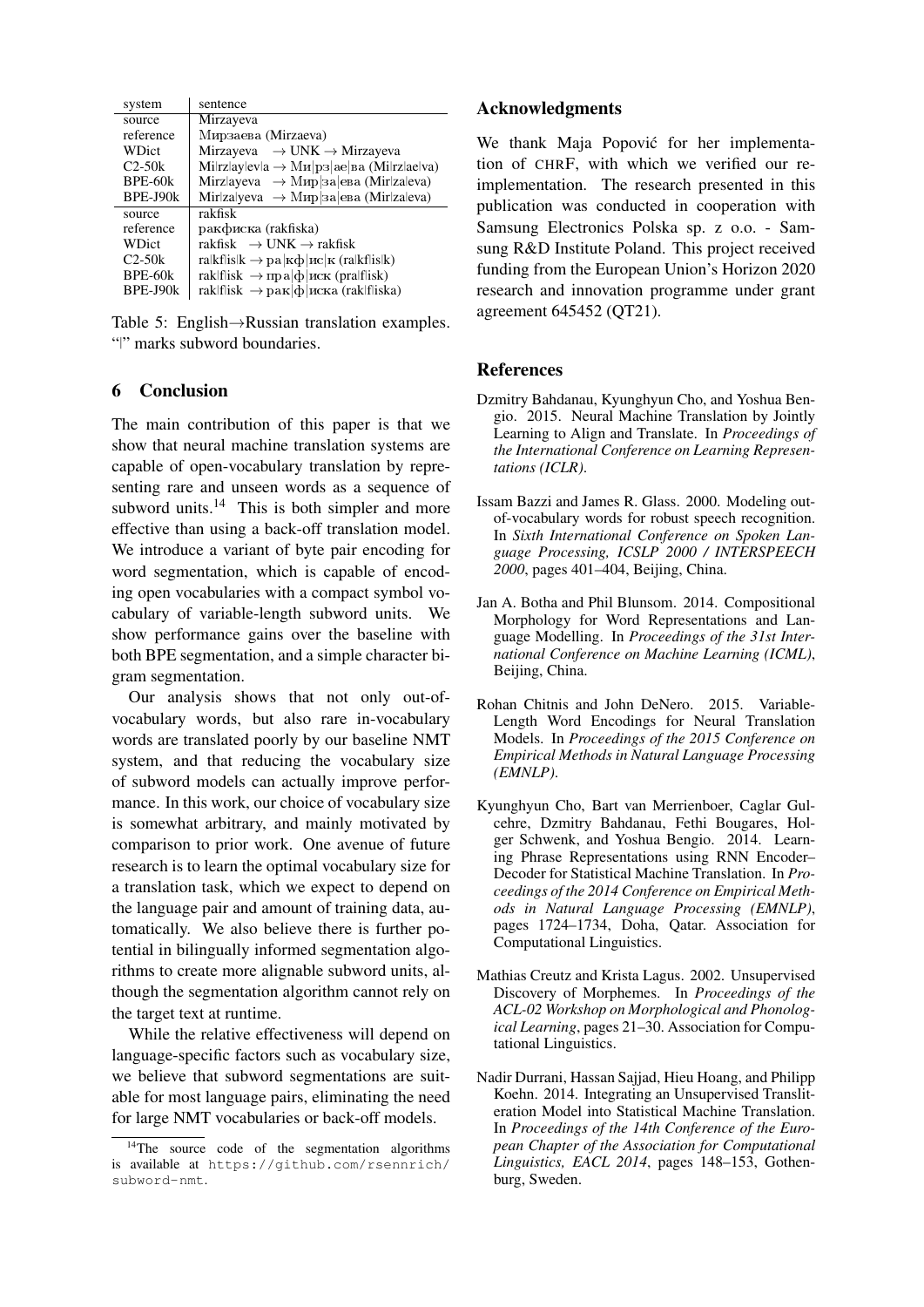| system | sentence |
|---|---|
| source | Mirzayeva |
| reference | Мирзаева (Mirzaeva) |
| WDict | Mirzayeva → UNK → Mirzayeva |
| C2-50k | Mi\|rz\|ay\|ev\|a → Ми\|рз\|ае\|ва (Mi\|rz\|ae\|va) |
| BPE-60k | Mirz\|ayeva → Мир\|за\|ева (Mir\|za\|eva) |
| BPE-J90k | Mir\|za\|yeva → Мир\|за\|ева (Mir\|za\|eva) |
| source | rakfisk |
| reference | ракфиска (rakfiska) |
| WDict | rakfisk → UNK → rakfisk |
| C2-50k | ra\|kf\|is\|k → ра\|кф\|ис\|к (ra\|kf\|is\|k) |
| BPE-60k | rak\|f\|isk → пра\|ф\|иск (pra\|f\|isk) |
| BPE-J90k | rak\|f\|isk → рак\|ф\|иска (rak\|f\|iska) |

Table 5: English→Russian translation examples. "|" marks subword boundaries.

## 6 Conclusion

The main contribution of this paper is that we show that neural machine translation systems are capable of open-vocabulary translation by representing rare and unseen words as a sequence of subword units.[14] This is both simpler and more effective than using a back-off translation model. We introduce a variant of byte pair encoding for word segmentation, which is capable of encoding open vocabularies with a compact symbol vocabulary of variable-length subword units. We show performance gains over the baseline with both BPE segmentation, and a simple character bigram segmentation.

Our analysis shows that not only out-of-vocabulary words, but also rare in-vocabulary words are translated poorly by our baseline NMT system, and that reducing the vocabulary size of subword models can actually improve performance. In this work, our choice of vocabulary size is somewhat arbitrary, and mainly motivated by comparison to prior work. One avenue of future research is to learn the optimal vocabulary size for a translation task, which we expect to depend on the language pair and amount of training data, automatically. We also believe there is further potential in bilingually informed segmentation algorithms to create more alignable subword units, although the segmentation algorithm cannot rely on the target text at runtime.

While the relative effectiveness will depend on language-specific factors such as vocabulary size, we believe that subword segmentations are suitable for most language pairs, eliminating the need for large NMT vocabularies or back-off models.

[14] The source code of the segmentation algorithms is available at https://github.com/rsennrich/subword-nmt.

## Acknowledgments

We thank Maja Popović for her implementation of CHRF, with which we verified our re-implementation. The research presented in this publication was conducted in cooperation with Samsung Electronics Polska sp. z o.o. - Samsung R&D Institute Poland. This project received funding from the European Union's Horizon 2020 research and innovation programme under grant agreement 645452 (QT21).

## References

Dzmitry Bahdanau, Kyunghyun Cho, and Yoshua Bengio. 2015. Neural Machine Translation by Jointly Learning to Align and Translate. In *Proceedings of the International Conference on Learning Representations (ICLR)*.

Issam Bazzi and James R. Glass. 2000. Modeling out-of-vocabulary words for robust speech recognition. In *Sixth International Conference on Spoken Language Processing, ICSLP 2000 / INTERSPEECH 2000*, pages 401–404, Beijing, China.

Jan A. Botha and Phil Blunsom. 2014. Compositional Morphology for Word Representations and Language Modelling. In *Proceedings of the 31st International Conference on Machine Learning (ICML)*, Beijing, China.

Rohan Chitnis and John DeNero. 2015. Variable-Length Word Encodings for Neural Translation Models. In *Proceedings of the 2015 Conference on Empirical Methods in Natural Language Processing (EMNLP)*.

Kyunghyun Cho, Bart van Merrienboer, Caglar Gulcehre, Dzmitry Bahdanau, Fethi Bougares, Holger Schwenk, and Yoshua Bengio. 2014. Learning Phrase Representations using RNN Encoder–Decoder for Statistical Machine Translation. In *Proceedings of the 2014 Conference on Empirical Methods in Natural Language Processing (EMNLP)*, pages 1724–1734, Doha, Qatar. Association for Computational Linguistics.

Mathias Creutz and Krista Lagus. 2002. Unsupervised Discovery of Morphemes. In *Proceedings of the ACL-02 Workshop on Morphological and Phonological Learning*, pages 21–30. Association for Computational Linguistics.

Nadir Durrani, Hassan Sajjad, Hieu Hoang, and Philipp Koehn. 2014. Integrating an Unsupervised Transliteration Model into Statistical Machine Translation. In *Proceedings of the 14th Conference of the European Chapter of the Association for Computational Linguistics, EACL 2014*, pages 148–153, Gothenburg, Sweden.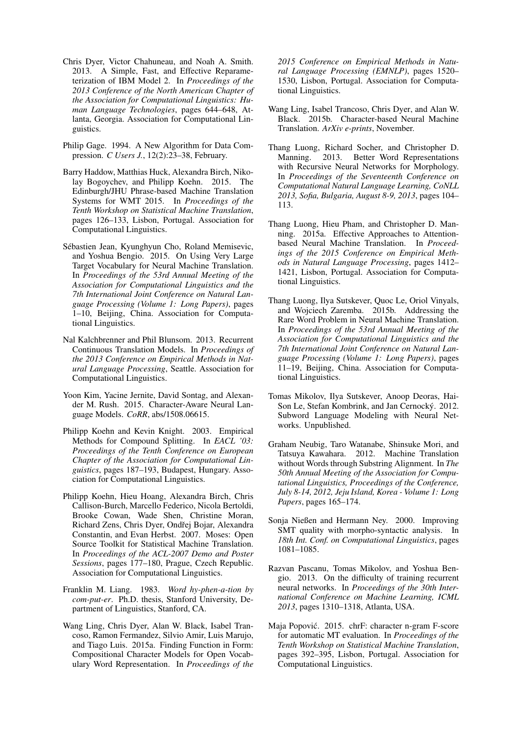Chris Dyer, Victor Chahuneau, and Noah A. Smith. 2013. A Simple, Fast, and Effective Reparameterization of IBM Model 2. In *Proceedings of the 2013 Conference of the North American Chapter of the Association for Computational Linguistics: Human Language Technologies*, pages 644–648, Atlanta, Georgia. Association for Computational Linguistics.

Philip Gage. 1994. A New Algorithm for Data Compression. *C Users J.*, 12(2):23–38, February.

Barry Haddow, Matthias Huck, Alexandra Birch, Nikolay Bogoychev, and Philipp Koehn. 2015. The Edinburgh/JHU Phrase-based Machine Translation Systems for WMT 2015. In *Proceedings of the Tenth Workshop on Statistical Machine Translation*, pages 126–133, Lisbon, Portugal. Association for Computational Linguistics.

Sébastien Jean, Kyunghyun Cho, Roland Memisevic, and Yoshua Bengio. 2015. On Using Very Large Target Vocabulary for Neural Machine Translation. In *Proceedings of the 53rd Annual Meeting of the Association for Computational Linguistics and the 7th International Joint Conference on Natural Language Processing (Volume 1: Long Papers)*, pages 1–10, Beijing, China. Association for Computational Linguistics.

Nal Kalchbrenner and Phil Blunsom. 2013. Recurrent Continuous Translation Models. In *Proceedings of the 2013 Conference on Empirical Methods in Natural Language Processing*, Seattle. Association for Computational Linguistics.

Yoon Kim, Yacine Jernite, David Sontag, and Alexander M. Rush. 2015. Character-Aware Neural Language Models. *CoRR*, abs/1508.06615.

Philipp Koehn and Kevin Knight. 2003. Empirical Methods for Compound Splitting. In *EACL '03: Proceedings of the Tenth Conference on European Chapter of the Association for Computational Linguistics*, pages 187–193, Budapest, Hungary. Association for Computational Linguistics.

Philipp Koehn, Hieu Hoang, Alexandra Birch, Chris Callison-Burch, Marcello Federico, Nicola Bertoldi, Brooke Cowan, Wade Shen, Christine Moran, Richard Zens, Chris Dyer, Ondřej Bojar, Alexandra Constantin, and Evan Herbst. 2007. Moses: Open Source Toolkit for Statistical Machine Translation. In *Proceedings of the ACL-2007 Demo and Poster Sessions*, pages 177–180, Prague, Czech Republic. Association for Computational Linguistics.

Franklin M. Liang. 1983. *Word hy-phen-a-tion by com-put-er*. Ph.D. thesis, Stanford University, Department of Linguistics, Stanford, CA.

Wang Ling, Chris Dyer, Alan W. Black, Isabel Trancoso, Ramon Fermandez, Silvio Amir, Luis Marujo, and Tiago Luis. 2015a. Finding Function in Form: Compositional Character Models for Open Vocabulary Word Representation. In *Proceedings of the 2015 Conference on Empirical Methods in Natural Language Processing (EMNLP)*, pages 1520–1530, Lisbon, Portugal. Association for Computational Linguistics.

Wang Ling, Isabel Trancoso, Chris Dyer, and Alan W. Black. 2015b. Character-based Neural Machine Translation. *ArXiv e-prints*, November.

Thang Luong, Richard Socher, and Christopher D. Manning. 2013. Better Word Representations with Recursive Neural Networks for Morphology. In *Proceedings of the Seventeenth Conference on Computational Natural Language Learning, CoNLL 2013, Sofia, Bulgaria, August 8-9, 2013*, pages 104–113.

Thang Luong, Hieu Pham, and Christopher D. Manning. 2015a. Effective Approaches to Attention-based Neural Machine Translation. In *Proceedings of the 2015 Conference on Empirical Methods in Natural Language Processing*, pages 1412–1421, Lisbon, Portugal. Association for Computational Linguistics.

Thang Luong, Ilya Sutskever, Quoc Le, Oriol Vinyals, and Wojciech Zaremba. 2015b. Addressing the Rare Word Problem in Neural Machine Translation. In *Proceedings of the 53rd Annual Meeting of the Association for Computational Linguistics and the 7th International Joint Conference on Natural Language Processing (Volume 1: Long Papers)*, pages 11–19, Beijing, China. Association for Computational Linguistics.

Tomas Mikolov, Ilya Sutskever, Anoop Deoras, Hai-Son Le, Stefan Kombrink, and Jan Cernocký. 2012. Subword Language Modeling with Neural Networks. Unpublished.

Graham Neubig, Taro Watanabe, Shinsuke Mori, and Tatsuya Kawahara. 2012. Machine Translation without Words through Substring Alignment. In *The 50th Annual Meeting of the Association for Computational Linguistics, Proceedings of the Conference, July 8-14, 2012, Jeju Island, Korea - Volume 1: Long Papers*, pages 165–174.

Sonja Nießen and Hermann Ney. 2000. Improving SMT quality with morpho-syntactic analysis. In *18th Int. Conf. on Computational Linguistics*, pages 1081–1085.

Razvan Pascanu, Tomas Mikolov, and Yoshua Bengio. 2013. On the difficulty of training recurrent neural networks. In *Proceedings of the 30th International Conference on Machine Learning, ICML 2013*, pages 1310–1318, Atlanta, USA.

Maja Popović. 2015. chrF: character n-gram F-score for automatic MT evaluation. In *Proceedings of the Tenth Workshop on Statistical Machine Translation*, pages 392–395, Lisbon, Portugal. Association for Computational Linguistics.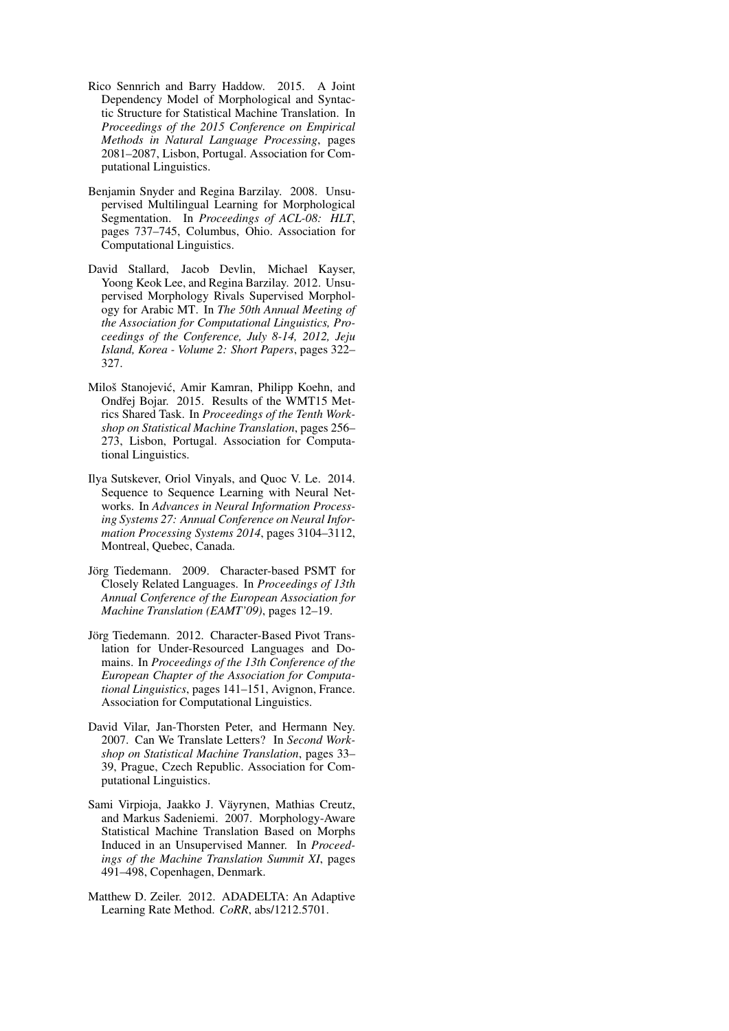Rico Sennrich and Barry Haddow. 2015. A Joint Dependency Model of Morphological and Syntactic Structure for Statistical Machine Translation. In *Proceedings of the 2015 Conference on Empirical Methods in Natural Language Processing*, pages 2081–2087, Lisbon, Portugal. Association for Computational Linguistics.

Benjamin Snyder and Regina Barzilay. 2008. Unsupervised Multilingual Learning for Morphological Segmentation. In *Proceedings of ACL-08: HLT*, pages 737–745, Columbus, Ohio. Association for Computational Linguistics.

David Stallard, Jacob Devlin, Michael Kayser, Yoong Keok Lee, and Regina Barzilay. 2012. Unsupervised Morphology Rivals Supervised Morphology for Arabic MT. In *The 50th Annual Meeting of the Association for Computational Linguistics, Proceedings of the Conference, July 8-14, 2012, Jeju Island, Korea - Volume 2: Short Papers*, pages 322–327.

Miloš Stanojević, Amir Kamran, Philipp Koehn, and Ondřej Bojar. 2015. Results of the WMT15 Metrics Shared Task. In *Proceedings of the Tenth Workshop on Statistical Machine Translation*, pages 256–273, Lisbon, Portugal. Association for Computational Linguistics.

Ilya Sutskever, Oriol Vinyals, and Quoc V. Le. 2014. Sequence to Sequence Learning with Neural Networks. In *Advances in Neural Information Processing Systems 27: Annual Conference on Neural Information Processing Systems 2014*, pages 3104–3112, Montreal, Quebec, Canada.

Jörg Tiedemann. 2009. Character-based PSMT for Closely Related Languages. In *Proceedings of 13th Annual Conference of the European Association for Machine Translation (EAMT'09)*, pages 12–19.

Jörg Tiedemann. 2012. Character-Based Pivot Translation for Under-Resourced Languages and Domains. In *Proceedings of the 13th Conference of the European Chapter of the Association for Computational Linguistics*, pages 141–151, Avignon, France. Association for Computational Linguistics.

David Vilar, Jan-Thorsten Peter, and Hermann Ney. 2007. Can We Translate Letters? In *Second Workshop on Statistical Machine Translation*, pages 33–39, Prague, Czech Republic. Association for Computational Linguistics.

Sami Virpioja, Jaakko J. Väyrynen, Mathias Creutz, and Markus Sadeniemi. 2007. Morphology-Aware Statistical Machine Translation Based on Morphs Induced in an Unsupervised Manner. In *Proceedings of the Machine Translation Summit XI*, pages 491–498, Copenhagen, Denmark.

Matthew D. Zeiler. 2012. ADADELTA: An Adaptive Learning Rate Method. *CoRR*, abs/1212.5701.